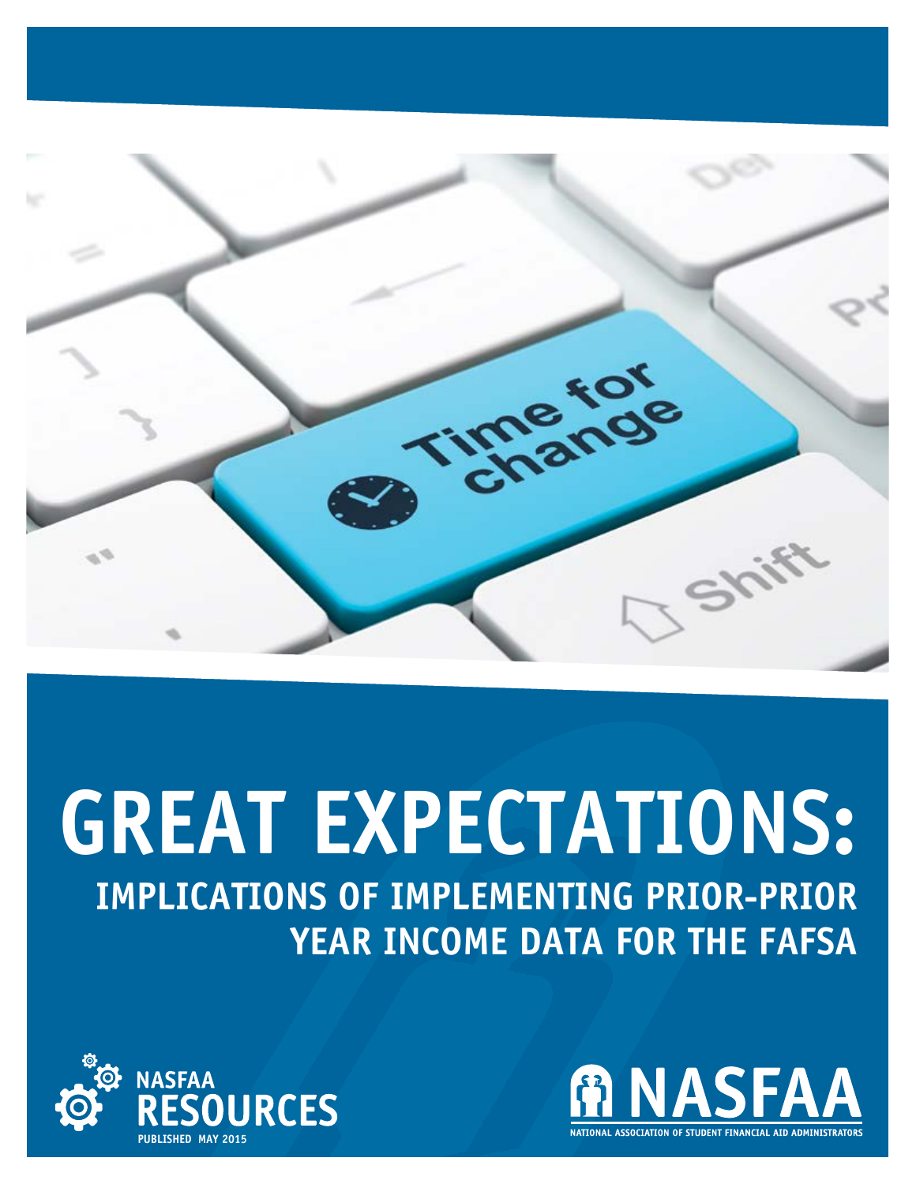# GREAT EXPECTATIONS:

## IMPLICATIONS OF IMPLEMENTING PRIOR-PRIOR YEAR INCOME DATA FOR THE FAFSA

NASFAA RESOURCES

PUBLISHED MAY 2015

NASFAA

NATIONAL ASSOCIATION OF STUDENT FINANCIAL AID ADMINISTRATORS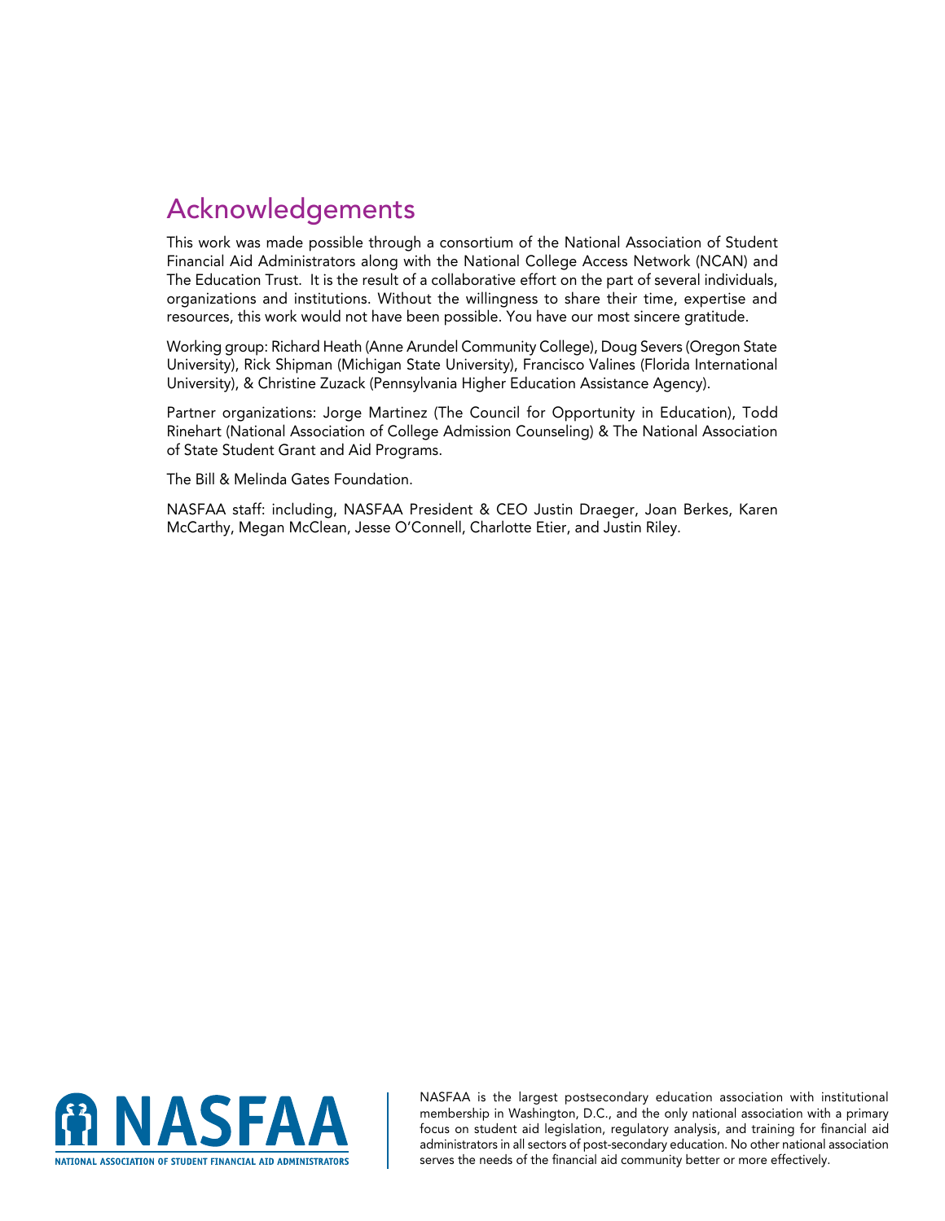## Acknowledgements

This work was made possible through a consortium of the National Association of Student Financial Aid Administrators along with the National College Access Network (NCAN) and The Education Trust. It is the result of a collaborative effort on the part of several individuals, organizations and institutions. Without the willingness to share their time, expertise and resources, this work would not have been possible. You have our most sincere gratitude.

Working group: Richard Heath (Anne Arundel Community College), Doug Severs (Oregon State University), Rick Shipman (Michigan State University), Francisco Valines (Florida International University), & Christine Zuzack (Pennsylvania Higher Education Assistance Agency).

Partner organizations: Jorge Martinez (The Council for Opportunity in Education), Todd Rinehart (National Association of College Admission Counseling) & The National Association of State Student Grant and Aid Programs.

The Bill & Melinda Gates Foundation.

NASFAA staff: including, NASFAA President & CEO Justin Draeger, Joan Berkes, Karen McCarthy, Megan McClean, Jesse O'Connell, Charlotte Etier, and Justin Riley.

NASFAA

NATIONAL ASSOCIATION OF STUDENT FINANCIAL AID ADMINISTRATORS

NASFAA is the largest postsecondary education association with institutional membership in Washington, D.C., and the only national association with a primary focus on student aid legislation, regulatory analysis, and training for financial aid administrators in all sectors of post-secondary education. No other national association serves the needs of the financial aid community better or more effectively.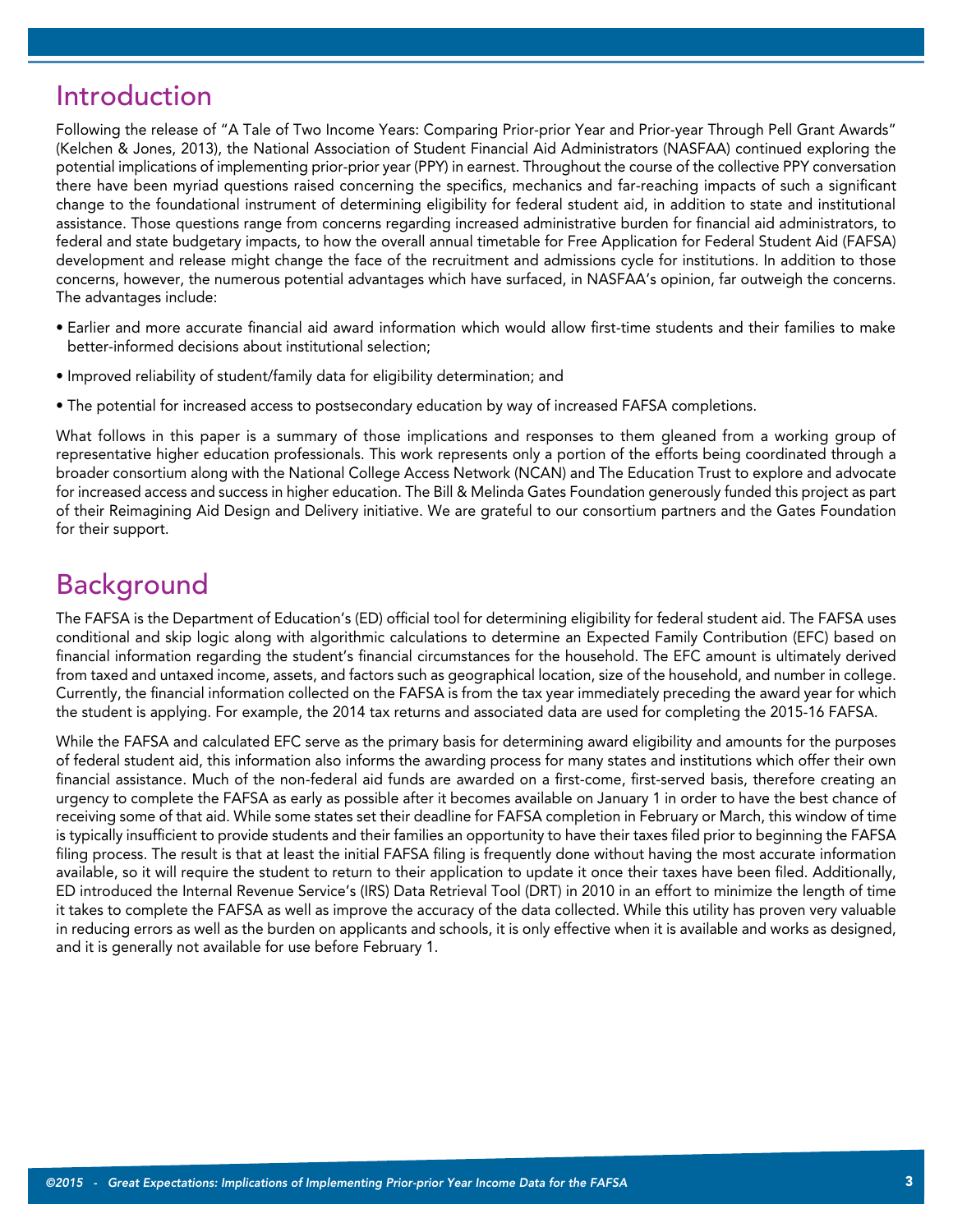## Introduction

Following the release of "A Tale of Two Income Years: Comparing Prior-prior Year and Prior-year Through Pell Grant Awards" (Kelchen & Jones, 2013), the National Association of Student Financial Aid Administrators (NASFAA) continued exploring the potential implications of implementing prior-prior year (PPY) in earnest. Throughout the course of the collective PPY conversation there have been myriad questions raised concerning the specifics, mechanics and far-reaching impacts of such a significant change to the foundational instrument of determining eligibility for federal student aid, in addition to state and institutional assistance. Those questions range from concerns regarding increased administrative burden for financial aid administrators, to federal and state budgetary impacts, to how the overall annual timetable for Free Application for Federal Student Aid (FAFSA) development and release might change the face of the recruitment and admissions cycle for institutions. In addition to those concerns, however, the numerous potential advantages which have surfaced, in NASFAA's opinion, far outweigh the concerns. The advantages include:

- Earlier and more accurate financial aid award information which would allow first-time students and their families to make better-informed decisions about institutional selection;
- Improved reliability of student/family data for eligibility determination; and
- The potential for increased access to postsecondary education by way of increased FAFSA completions.

What follows in this paper is a summary of those implications and responses to them gleaned from a working group of representative higher education professionals. This work represents only a portion of the efforts being coordinated through a broader consortium along with the National College Access Network (NCAN) and The Education Trust to explore and advocate for increased access and success in higher education. The Bill & Melinda Gates Foundation generously funded this project as part of their Reimagining Aid Design and Delivery initiative. We are grateful to our consortium partners and the Gates Foundation for their support.

## Background

The FAFSA is the Department of Education's (ED) official tool for determining eligibility for federal student aid. The FAFSA uses conditional and skip logic along with algorithmic calculations to determine an Expected Family Contribution (EFC) based on financial information regarding the student's financial circumstances for the household. The EFC amount is ultimately derived from taxed and untaxed income, assets, and factors such as geographical location, size of the household, and number in college. Currently, the financial information collected on the FAFSA is from the tax year immediately preceding the award year for which the student is applying. For example, the 2014 tax returns and associated data are used for completing the 2015-16 FAFSA.

While the FAFSA and calculated EFC serve as the primary basis for determining award eligibility and amounts for the purposes of federal student aid, this information also informs the awarding process for many states and institutions which offer their own financial assistance. Much of the non-federal aid funds are awarded on a first-come, first-served basis, therefore creating an urgency to complete the FAFSA as early as possible after it becomes available on January 1 in order to have the best chance of receiving some of that aid. While some states set their deadline for FAFSA completion in February or March, this window of time is typically insufficient to provide students and their families an opportunity to have their taxes filed prior to beginning the FAFSA filing process. The result is that at least the initial FAFSA filing is frequently done without having the most accurate information available, so it will require the student to return to their application to update it once their taxes have been filed. Additionally, ED introduced the Internal Revenue Service's (IRS) Data Retrieval Tool (DRT) in 2010 in an effort to minimize the length of time it takes to complete the FAFSA as well as improve the accuracy of the data collected. While this utility has proven very valuable in reducing errors as well as the burden on applicants and schools, it is only effective when it is available and works as designed, and it is generally not available for use before February 1.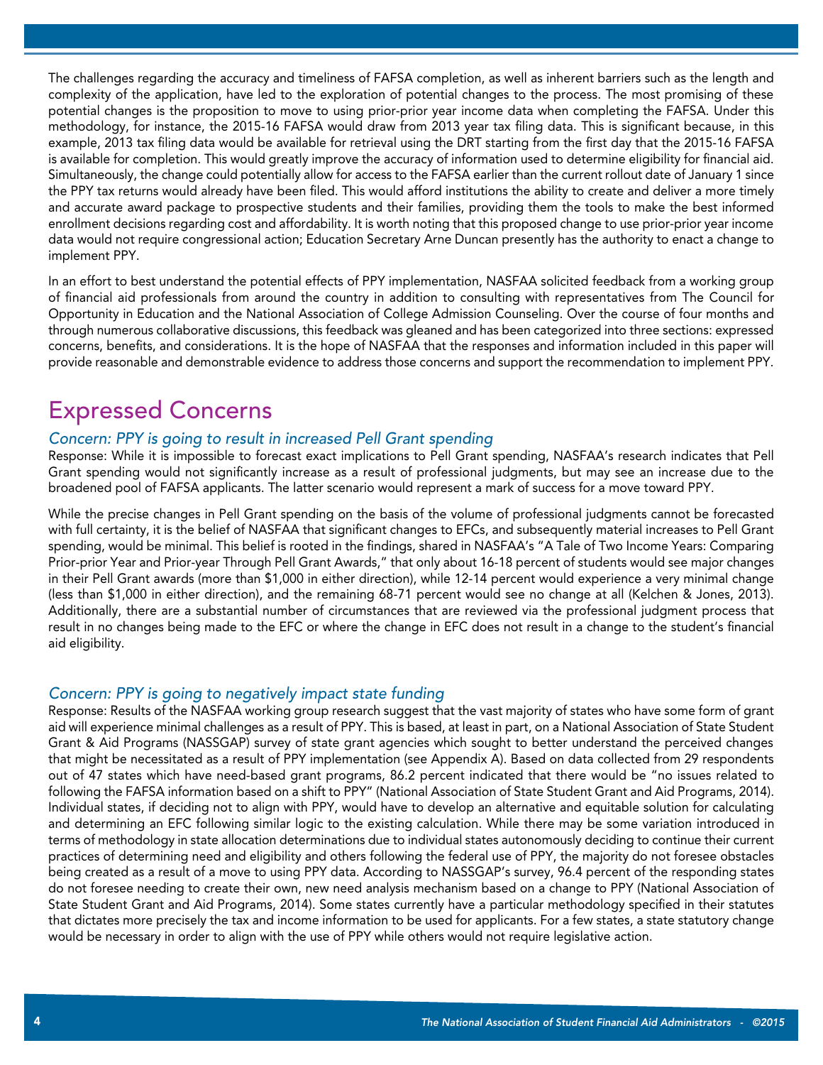The challenges regarding the accuracy and timeliness of FAFSA completion, as well as inherent barriers such as the length and complexity of the application, have led to the exploration of potential changes to the process. The most promising of these potential changes is the proposition to move to using prior-prior year income data when completing the FAFSA. Under this methodology, for instance, the 2015-16 FAFSA would draw from 2013 year tax filing data. This is significant because, in this example, 2013 tax filing data would be available for retrieval using the DRT starting from the first day that the 2015-16 FAFSA is available for completion. This would greatly improve the accuracy of information used to determine eligibility for financial aid. Simultaneously, the change could potentially allow for access to the FAFSA earlier than the current rollout date of January 1 since the PPY tax returns would already have been filed. This would afford institutions the ability to create and deliver a more timely and accurate award package to prospective students and their families, providing them the tools to make the best informed enrollment decisions regarding cost and affordability. It is worth noting that this proposed change to use prior-prior year income data would not require congressional action; Education Secretary Arne Duncan presently has the authority to enact a change to implement PPY.

In an effort to best understand the potential effects of PPY implementation, NASFAA solicited feedback from a working group of financial aid professionals from around the country in addition to consulting with representatives from The Council for Opportunity in Education and the National Association of College Admission Counseling. Over the course of four months and through numerous collaborative discussions, this feedback was gleaned and has been categorized into three sections: expressed concerns, benefits, and considerations. It is the hope of NASFAA that the responses and information included in this paper will provide reasonable and demonstrable evidence to address those concerns and support the recommendation to implement PPY.

# Expressed Concerns

### *Concern: PPY is going to result in increased Pell Grant spending*

Response: While it is impossible to forecast exact implications to Pell Grant spending, NASFAA's research indicates that Pell Grant spending would not significantly increase as a result of professional judgments, but may see an increase due to the broadened pool of FAFSA applicants. The latter scenario would represent a mark of success for a move toward PPY.

While the precise changes in Pell Grant spending on the basis of the volume of professional judgments cannot be forecasted with full certainty, it is the belief of NASFAA that significant changes to EFCs, and subsequently material increases to Pell Grant spending, would be minimal. This belief is rooted in the findings, shared in NASFAA's "A Tale of Two Income Years: Comparing Prior-prior Year and Prior-year Through Pell Grant Awards," that only about 16-18 percent of students would see major changes in their Pell Grant awards (more than $1,000 in either direction), while 12-14 percent would experience a very minimal change (less than $1,000 in either direction), and the remaining 68-71 percent would see no change at all (Kelchen & Jones, 2013). Additionally, there are a substantial number of circumstances that are reviewed via the professional judgment process that result in no changes being made to the EFC or where the change in EFC does not result in a change to the student's financial aid eligibility.

### *Concern: PPY is going to negatively impact state funding*

Response: Results of the NASFAA working group research suggest that the vast majority of states who have some form of grant aid will experience minimal challenges as a result of PPY. This is based, at least in part, on a National Association of State Student Grant & Aid Programs (NASSGAP) survey of state grant agencies which sought to better understand the perceived changes that might be necessitated as a result of PPY implementation (see Appendix A). Based on data collected from 29 respondents out of 47 states which have need-based grant programs, 86.2 percent indicated that there would be "no issues related to following the FAFSA information based on a shift to PPY" (National Association of State Student Grant and Aid Programs, 2014). Individual states, if deciding not to align with PPY, would have to develop an alternative and equitable solution for calculating and determining an EFC following similar logic to the existing calculation. While there may be some variation introduced in terms of methodology in state allocation determinations due to individual states autonomously deciding to continue their current practices of determining need and eligibility and others following the federal use of PPY, the majority do not foresee obstacles being created as a result of a move to using PPY data. According to NASSGAP's survey, 96.4 percent of the responding states do not foresee needing to create their own, new need analysis mechanism based on a change to PPY (National Association of State Student Grant and Aid Programs, 2014). Some states currently have a particular methodology specified in their statutes that dictates more precisely the tax and income information to be used for applicants. For a few states, a state statutory change would be necessary in order to align with the use of PPY while others would not require legislative action.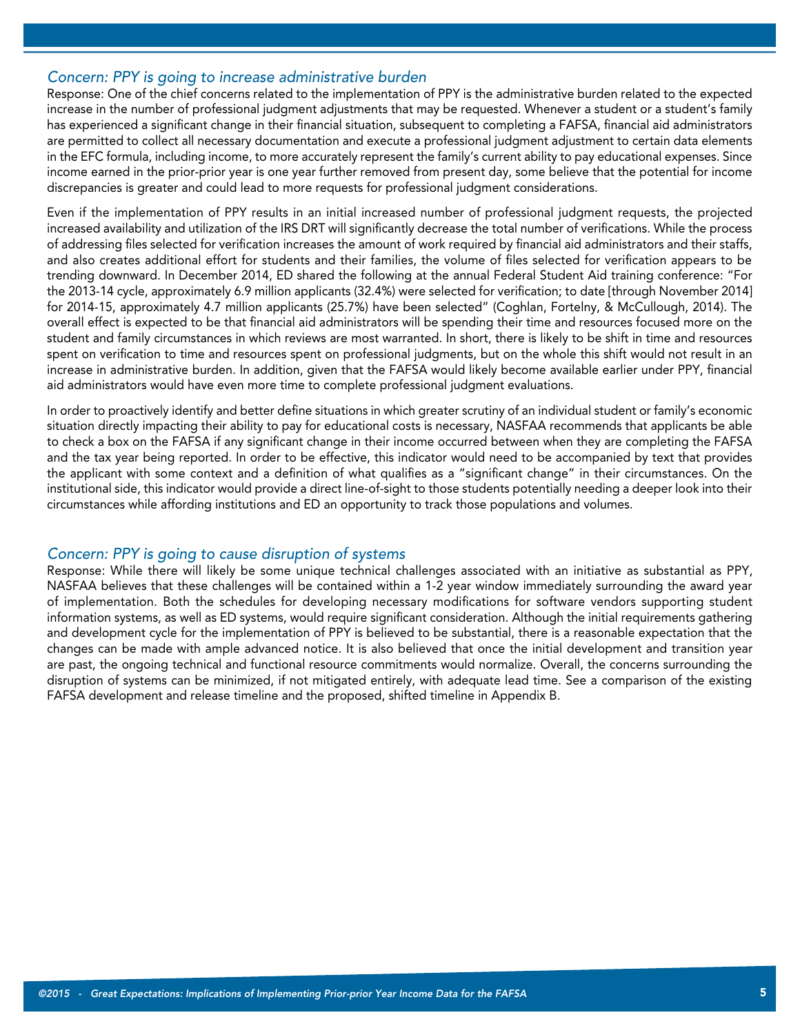### *Concern: PPY is going to increase administrative burden*

Response: One of the chief concerns related to the implementation of PPY is the administrative burden related to the expected increase in the number of professional judgment adjustments that may be requested. Whenever a student or a student's family has experienced a significant change in their financial situation, subsequent to completing a FAFSA, financial aid administrators are permitted to collect all necessary documentation and execute a professional judgment adjustment to certain data elements in the EFC formula, including income, to more accurately represent the family's current ability to pay educational expenses. Since income earned in the prior-prior year is one year further removed from present day, some believe that the potential for income discrepancies is greater and could lead to more requests for professional judgment considerations.

Even if the implementation of PPY results in an initial increased number of professional judgment requests, the projected increased availability and utilization of the IRS DRT will significantly decrease the total number of verifications. While the process of addressing files selected for verification increases the amount of work required by financial aid administrators and their staffs, and also creates additional effort for students and their families, the volume of files selected for verification appears to be trending downward. In December 2014, ED shared the following at the annual Federal Student Aid training conference: "For the 2013-14 cycle, approximately 6.9 million applicants (32.4%) were selected for verification; to date [through November 2014] for 2014-15, approximately 4.7 million applicants (25.7%) have been selected" (Coghlan, Fortelny, & McCullough, 2014). The overall effect is expected to be that financial aid administrators will be spending their time and resources focused more on the student and family circumstances in which reviews are most warranted. In short, there is likely to be shift in time and resources spent on verification to time and resources spent on professional judgments, but on the whole this shift would not result in an increase in administrative burden. In addition, given that the FAFSA would likely become available earlier under PPY, financial aid administrators would have even more time to complete professional judgment evaluations.

In order to proactively identify and better define situations in which greater scrutiny of an individual student or family's economic situation directly impacting their ability to pay for educational costs is necessary, NASFAA recommends that applicants be able to check a box on the FAFSA if any significant change in their income occurred between when they are completing the FAFSA and the tax year being reported. In order to be effective, this indicator would need to be accompanied by text that provides the applicant with some context and a definition of what qualifies as a "significant change" in their circumstances. On the institutional side, this indicator would provide a direct line-of-sight to those students potentially needing a deeper look into their circumstances while affording institutions and ED an opportunity to track those populations and volumes.

### *Concern: PPY is going to cause disruption of systems*

Response: While there will likely be some unique technical challenges associated with an initiative as substantial as PPY, NASFAA believes that these challenges will be contained within a 1-2 year window immediately surrounding the award year of implementation. Both the schedules for developing necessary modifications for software vendors supporting student information systems, as well as ED systems, would require significant consideration. Although the initial requirements gathering and development cycle for the implementation of PPY is believed to be substantial, there is a reasonable expectation that the changes can be made with ample advanced notice. It is also believed that once the initial development and transition year are past, the ongoing technical and functional resource commitments would normalize. Overall, the concerns surrounding the disruption of systems can be minimized, if not mitigated entirely, with adequate lead time. See a comparison of the existing FAFSA development and release timeline and the proposed, shifted timeline in Appendix B.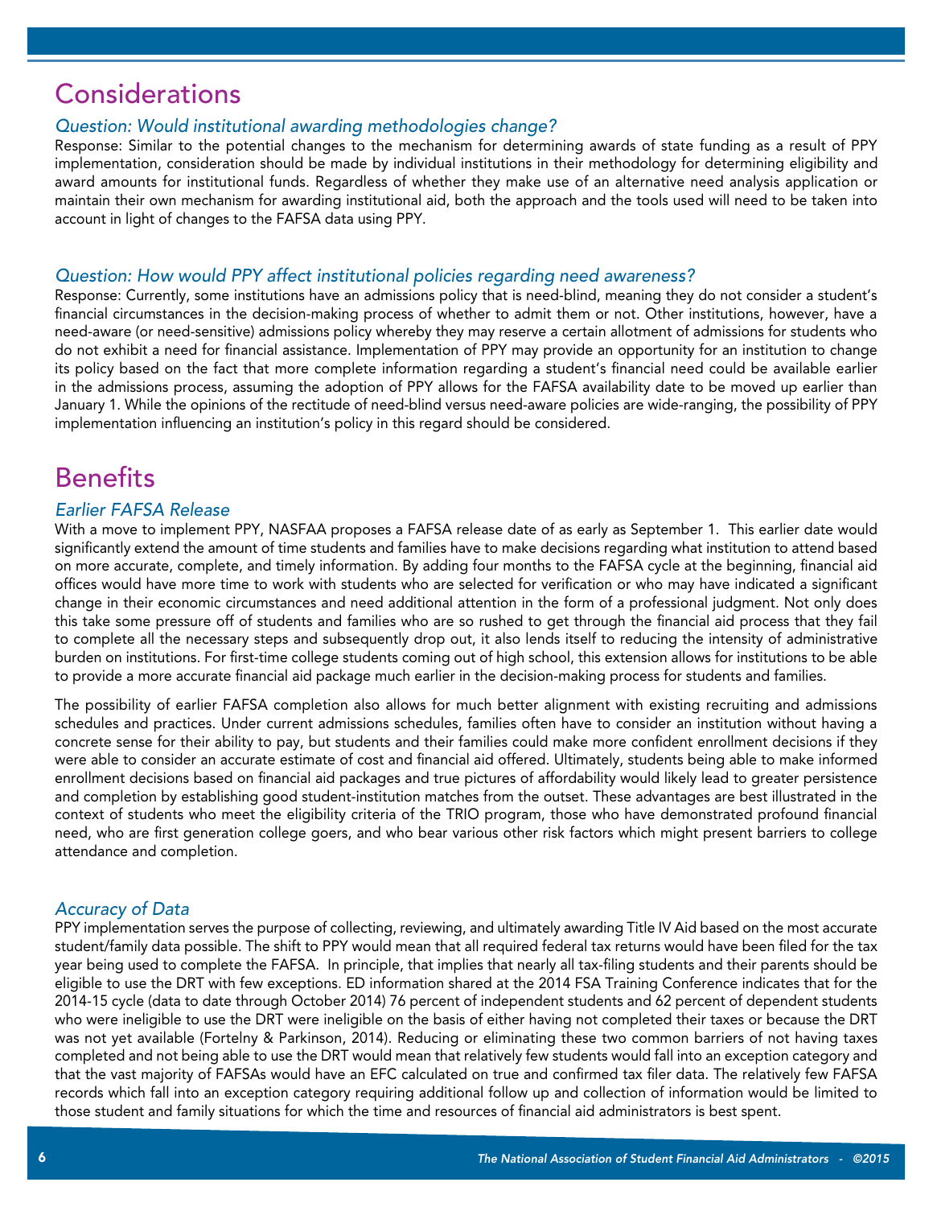## Considerations

### *Question: Would institutional awarding methodologies change?*

Response: Similar to the potential changes to the mechanism for determining awards of state funding as a result of PPY implementation, consideration should be made by individual institutions in their methodology for determining eligibility and award amounts for institutional funds. Regardless of whether they make use of an alternative need analysis application or maintain their own mechanism for awarding institutional aid, both the approach and the tools used will need to be taken into account in light of changes to the FAFSA data using PPY.

### *Question: How would PPY affect institutional policies regarding need awareness?*

Response: Currently, some institutions have an admissions policy that is need-blind, meaning they do not consider a student's financial circumstances in the decision-making process of whether to admit them or not. Other institutions, however, have a need-aware (or need-sensitive) admissions policy whereby they may reserve a certain allotment of admissions for students who do not exhibit a need for financial assistance. Implementation of PPY may provide an opportunity for an institution to change its policy based on the fact that more complete information regarding a student's financial need could be available earlier in the admissions process, assuming the adoption of PPY allows for the FAFSA availability date to be moved up earlier than January 1. While the opinions of the rectitude of need-blind versus need-aware policies are wide-ranging, the possibility of PPY implementation influencing an institution's policy in this regard should be considered.

## Benefits

### *Earlier FAFSA Release*

With a move to implement PPY, NASFAA proposes a FAFSA release date of as early as September 1. This earlier date would significantly extend the amount of time students and families have to make decisions regarding what institution to attend based on more accurate, complete, and timely information. By adding four months to the FAFSA cycle at the beginning, financial aid offices would have more time to work with students who are selected for verification or who may have indicated a significant change in their economic circumstances and need additional attention in the form of a professional judgment. Not only does this take some pressure off of students and families who are so rushed to get through the financial aid process that they fail to complete all the necessary steps and subsequently drop out, it also lends itself to reducing the intensity of administrative burden on institutions. For first-time college students coming out of high school, this extension allows for institutions to be able to provide a more accurate financial aid package much earlier in the decision-making process for students and families.

The possibility of earlier FAFSA completion also allows for much better alignment with existing recruiting and admissions schedules and practices. Under current admissions schedules, families often have to consider an institution without having a concrete sense for their ability to pay, but students and their families could make more confident enrollment decisions if they were able to consider an accurate estimate of cost and financial aid offered. Ultimately, students being able to make informed enrollment decisions based on financial aid packages and true pictures of affordability would likely lead to greater persistence and completion by establishing good student-institution matches from the outset. These advantages are best illustrated in the context of students who meet the eligibility criteria of the TRIO program, those who have demonstrated profound financial need, who are first generation college goers, and who bear various other risk factors which might present barriers to college attendance and completion.

### *Accuracy of Data*

PPY implementation serves the purpose of collecting, reviewing, and ultimately awarding Title IV Aid based on the most accurate student/family data possible. The shift to PPY would mean that all required federal tax returns would have been filed for the tax year being used to complete the FAFSA. In principle, that implies that nearly all tax-filing students and their parents should be eligible to use the DRT with few exceptions. ED information shared at the 2014 FSA Training Conference indicates that for the 2014-15 cycle (data to date through October 2014) 76 percent of independent students and 62 percent of dependent students who were ineligible to use the DRT were ineligible on the basis of either having not completed their taxes or because the DRT was not yet available (Fortelny & Parkinson, 2014). Reducing or eliminating these two common barriers of not having taxes completed and not being able to use the DRT would mean that relatively few students would fall into an exception category and that the vast majority of FAFSAs would have an EFC calculated on true and confirmed tax filer data. The relatively few FAFSA records which fall into an exception category requiring additional follow up and collection of information would be limited to those student and family situations for which the time and resources of financial aid administrators is best spent.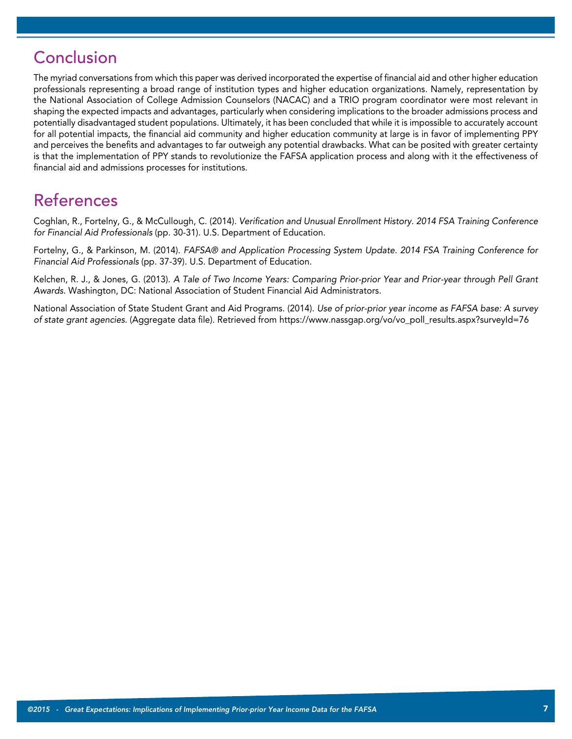## Conclusion

The myriad conversations from which this paper was derived incorporated the expertise of financial aid and other higher education professionals representing a broad range of institution types and higher education organizations. Namely, representation by the National Association of College Admission Counselors (NACAC) and a TRIO program coordinator were most relevant in shaping the expected impacts and advantages, particularly when considering implications to the broader admissions process and potentially disadvantaged student populations. Ultimately, it has been concluded that while it is impossible to accurately account for all potential impacts, the financial aid community and higher education community at large is in favor of implementing PPY and perceives the benefits and advantages to far outweigh any potential drawbacks. What can be posited with greater certainty is that the implementation of PPY stands to revolutionize the FAFSA application process and along with it the effectiveness of financial aid and admissions processes for institutions.

## References

Coghlan, R., Fortelny, G., & McCullough, C. (2014). *Verification and Unusual Enrollment History. 2014 FSA Training Conference for Financial Aid Professionals* (pp. 30-31). U.S. Department of Education.

Fortelny, G., & Parkinson, M. (2014). *FAFSA® and Application Processing System Update. 2014 FSA Training Conference for Financial Aid Professionals* (pp. 37-39). U.S. Department of Education.

Kelchen, R. J., & Jones, G. (2013). *A Tale of Two Income Years: Comparing Prior-prior Year and Prior-year through Pell Grant Awards.* Washington, DC: National Association of Student Financial Aid Administrators.

National Association of State Student Grant and Aid Programs. (2014). *Use of prior-prior year income as FAFSA base: A survey of state grant agencies.* (Aggregate data file). Retrieved from https://www.nassgap.org/vo/vo_poll_results.aspx?surveyId=76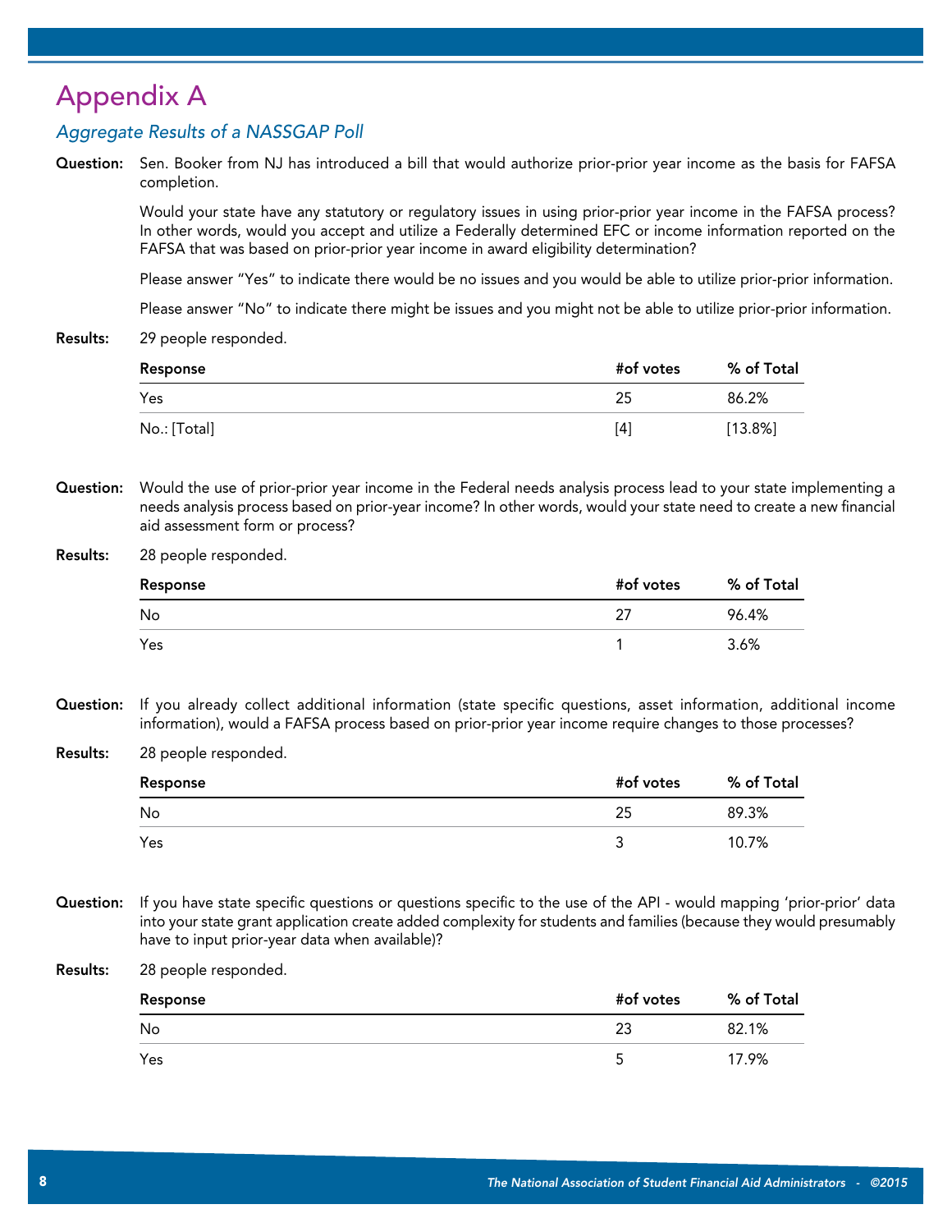# Appendix A

*Aggregate Results of a NASSGAP Poll*

**Question:** Sen. Booker from NJ has introduced a bill that would authorize prior-prior year income as the basis for FAFSA completion.

Would your state have any statutory or regulatory issues in using prior-prior year income in the FAFSA process? In other words, would you accept and utilize a Federally determined EFC or income information reported on the FAFSA that was based on prior-prior year income in award eligibility determination?

Please answer "Yes" to indicate there would be no issues and you would be able to utilize prior-prior information.

Please answer "No" to indicate there might be issues and you might not be able to utilize prior-prior information.

**Results:** 29 people responded.

| Response | #of votes | % of Total |
|---|---|---|
| Yes | 25 | 86.2% |
| No.: [Total] | [4] | [13.8%] |

**Question:** Would the use of prior-prior year income in the Federal needs analysis process lead to your state implementing a needs analysis process based on prior-year income? In other words, would your state need to create a new financial aid assessment form or process?

**Results:** 28 people responded.

| Response | #of votes | % of Total |
|---|---|---|
| No | 27 | 96.4% |
| Yes | 1 | 3.6% |

**Question:** If you already collect additional information (state specific questions, asset information, additional income information), would a FAFSA process based on prior-prior year income require changes to those processes?

**Results:** 28 people responded.

| Response | #of votes | % of Total |
|---|---|---|
| No | 25 | 89.3% |
| Yes | 3 | 10.7% |

**Question:** If you have state specific questions or questions specific to the use of the API - would mapping 'prior-prior' data into your state grant application create added complexity for students and families (because they would presumably have to input prior-year data when available)?

**Results:** 28 people responded.

| Response | #of votes | % of Total |
|---|---|---|
| No | 23 | 82.1% |
| Yes | 5 | 17.9% |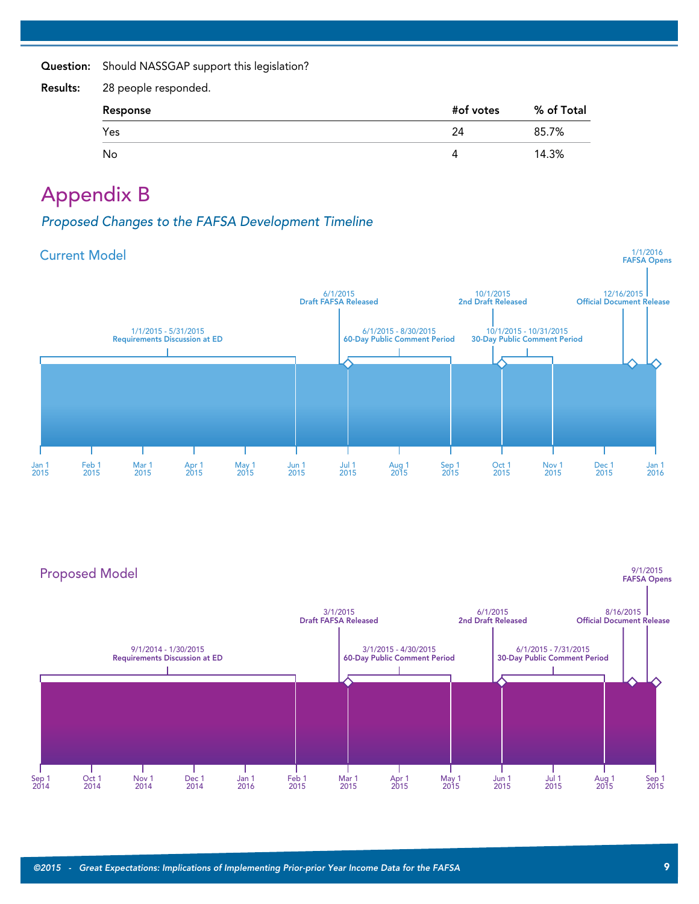**Question:** Should NASSGAP support this legislation?

**Results:** 28 people responded.

| Response | #of votes | % of Total |
| --- | --- | --- |
| Yes | 24 | 85.7% |
| No | 4 | 14.3% |

# Appendix B

*Proposed Changes to the FAFSA Development Timeline*

## Current Model

1/1/2016
**FAFSA Opens**

6/1/2015
**Draft FAFSA Released**

10/1/2015
**2nd Draft Released**

12/16/2015
**Official Document Release**

1/1/2015 - 5/31/2015
**Requirements Discussion at ED**

6/1/2015 - 8/30/2015
**60-Day Public Comment Period**

10/1/2015 - 10/31/2015
**30-Day Public Comment Period**

Jan 1 2015 | Feb 1 2015 | Mar 1 2015 | Apr 1 2015 | May 1 2015 | Jun 1 2015 | Jul 1 2015 | Aug 1 2015 | Sep 1 2015 | Oct 1 2015 | Nov 1 2015 | Dec 1 2015 | Jan 1 2016

## Proposed Model

9/1/2015
**FAFSA Opens**

3/1/2015
**Draft FAFSA Released**

6/1/2015
**2nd Draft Released**

8/16/2015
**Official Document Release**

9/1/2014 - 1/30/2015
**Requirements Discussion at ED**

3/1/2015 - 4/30/2015
**60-Day Public Comment Period**

6/1/2015 - 7/31/2015
**30-Day Public Comment Period**

Sep 1 2014 | Oct 1 2014 | Nov 1 2014 | Dec 1 2014 | Jan 1 2016 | Feb 1 2015 | Mar 1 2015 | Apr 1 2015 | May 1 2015 | Jun 1 2015 | Jul 1 2015 | Aug 1 2015 | Sep 1 2015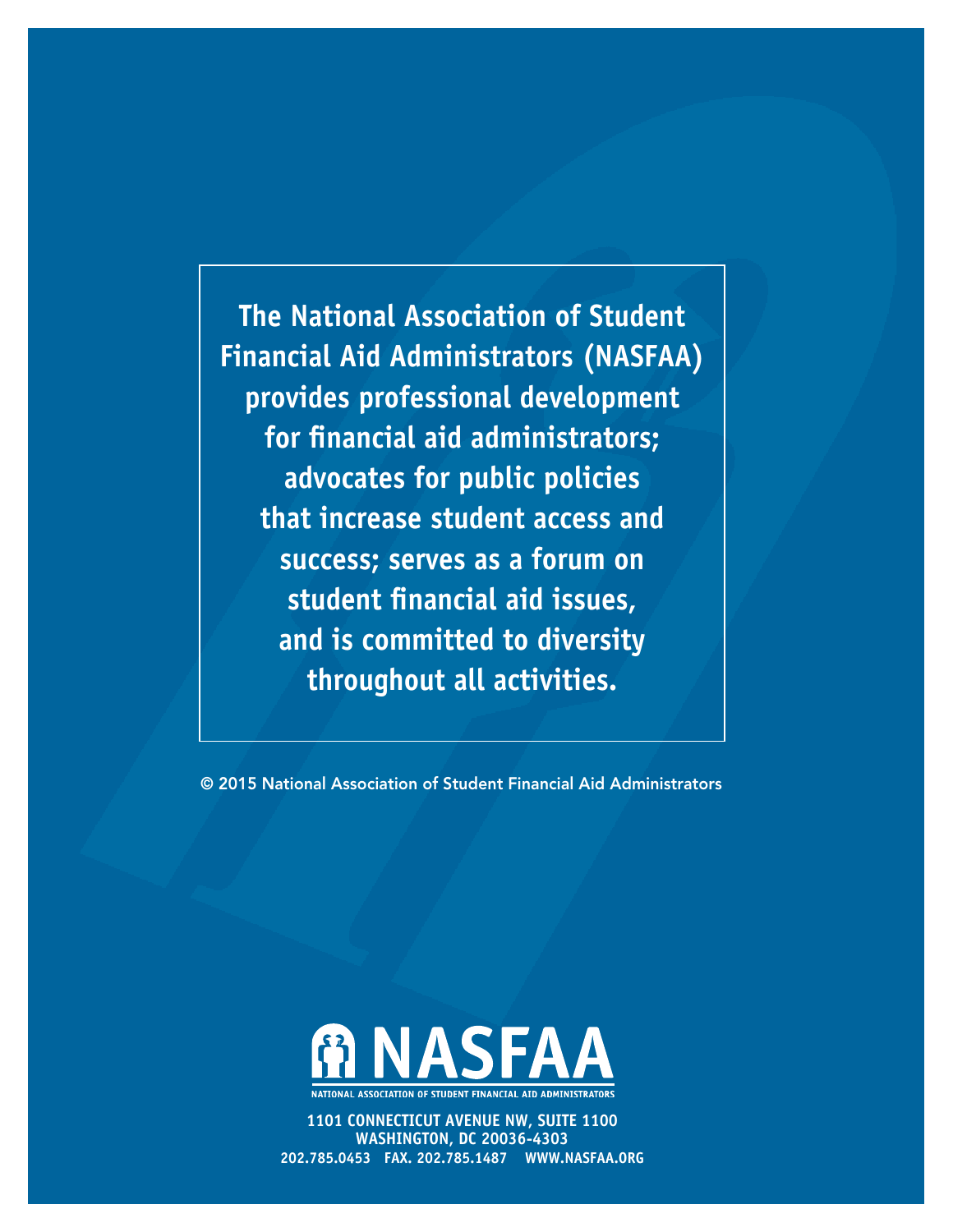**The National Association of Student Financial Aid Administrators (NASFAA) provides professional development for financial aid administrators; advocates for public policies that increase student access and success; serves as a forum on student financial aid issues, and is committed to diversity throughout all activities.**

© 2015 National Association of Student Financial Aid Administrators

NASFAA

NATIONAL ASSOCIATION OF STUDENT FINANCIAL AID ADMINISTRATORS

1101 CONNECTICUT AVENUE NW, SUITE 1100
WASHINGTON, DC 20036-4303
202.785.0453 FAX. 202.785.1487 WWW.NASFAA.ORG